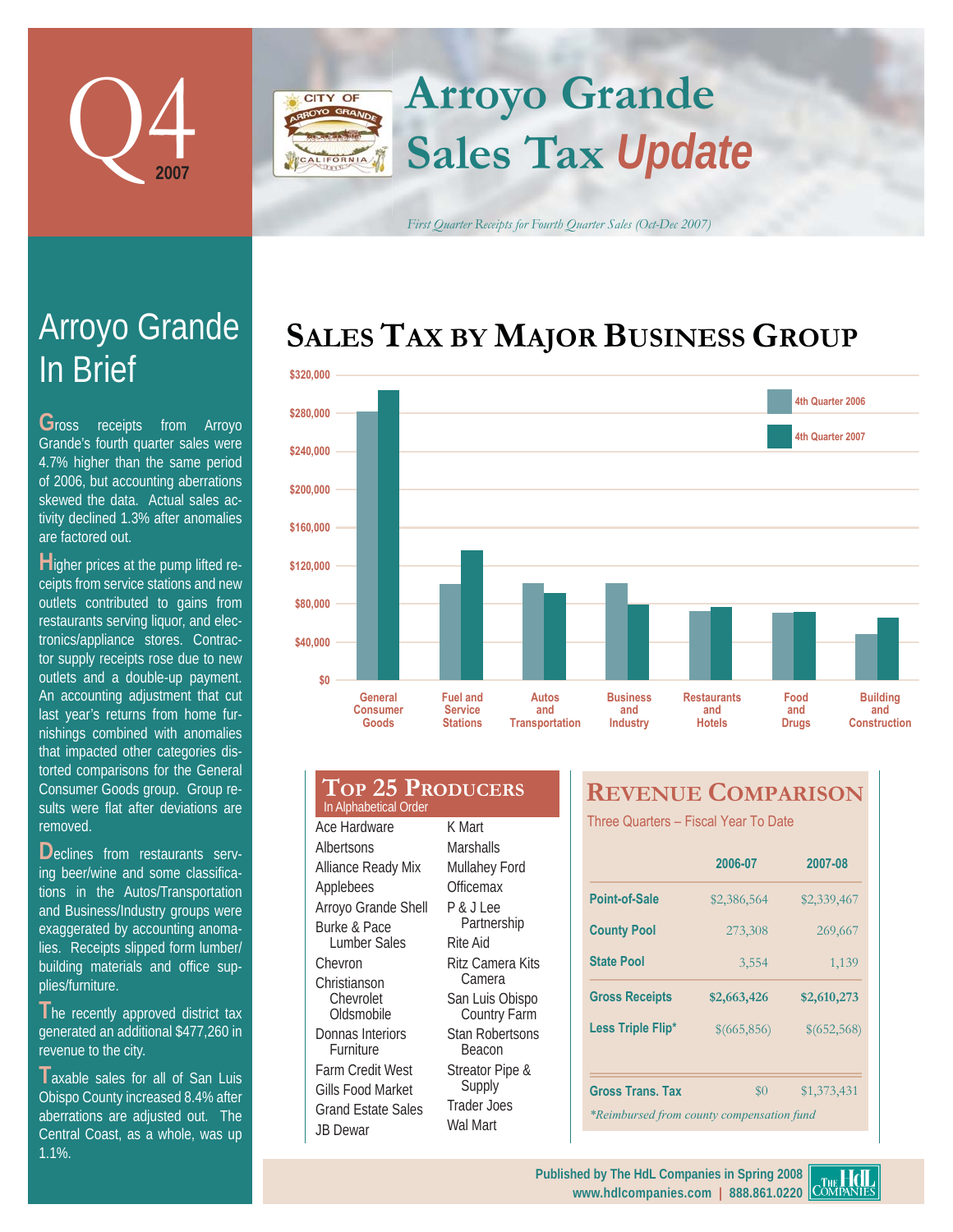# Q4 2007

# Arroyo Grande Sales Tax *Update*

*First Quarter Receipts for Fourth Quarter Sales (Oct-Dec 2007)*

## Arroyo Grande In Brief

Gross receipts from Arroyo Grande's fourth quarter sales were 4.7% higher than the same period of 2006, but accounting aberrations skewed the data. Actual sales activity declined 1.3% after anomalies are factored out.

Higher prices at the pump lifted receipts from service stations and new outlets contributed to gains from restaurants serving liquor, and electronics/appliance stores. Contractor supply receipts rose due to new outlets and a double-up payment. An accounting adjustment that cut last year's returns from home furnishings combined with anomalies that impacted other categories distorted comparisons for the General Consumer Goods group. Group results were flat after deviations are removed.

Declines from restaurants serving beer/wine and some classifications in the Autos/Transportation and Business/Industry groups were exaggerated by accounting anomalies. Receipts slipped form lumber/building materials and office supplies/furniture.

The recently approved district tax generated an additional $477,260 in revenue to the city.

Taxable sales for all of San Luis Obispo County increased 8.4% after aberrations are adjusted out. The Central Coast, as a whole, was up 1.1%.

## Sales Tax by Major Business Group

| Business Group | 4th Quarter 2006 | 4th Quarter 2007 |
|---|---|---|
| General Consumer Goods | ~$282,000 | ~$304,000 |
| Fuel and Service Stations | ~$101,000 | ~$136,000 |
| Autos and Transportation | ~$102,000 | ~$91,000 |
| Business and Industry | ~$102,000 | ~$79,000 |
| Restaurants and Hotels | ~$73,000 | ~$77,000 |
| Food and Drugs | ~$71,000 | ~$72,000 |
| Building and Construction | ~$48,000 | ~$66,000 |

## Top 25 Producers

In Alphabetical Order

- Ace Hardware
- Albertsons
- Alliance Ready Mix
- Applebees
- Arroyo Grande Shell
- Burke & Pace Lumber Sales
- Chevron
- Christianson Chevrolet Oldsmobile
- Donnas Interiors Furniture
- Farm Credit West
- Gills Food Market
- Grand Estate Sales
- JB Dewar
- K Mart
- Marshalls
- Mullahey Ford
- Officemax
- P & J Lee Partnership
- Rite Aid
- Ritz Camera Kits Camera
- San Luis Obispo Country Farm
- Stan Robertsons Beacon
- Streator Pipe & Supply
- Trader Joes
- Wal Mart

## Revenue Comparison

Three Quarters – Fiscal Year To Date

| | 2006-07 | 2007-08 |
|---|---|---|
| Point-of-Sale | $2,386,564 | $2,339,467 |
| County Pool | 273,308 | 269,667 |
| State Pool | 3,554 | 1,139 |
| **Gross Receipts** | **$2,663,426** | **$2,610,273** |
| Less Triple Flip* | $(665,856) | $(652,568) |
| Gross Trans. Tax | $0 | $1,373,431 |

*Reimbursed from county compensation fund

Published by The HdL Companies in Spring 2008
www.hdlcompanies.com | 888.861.0220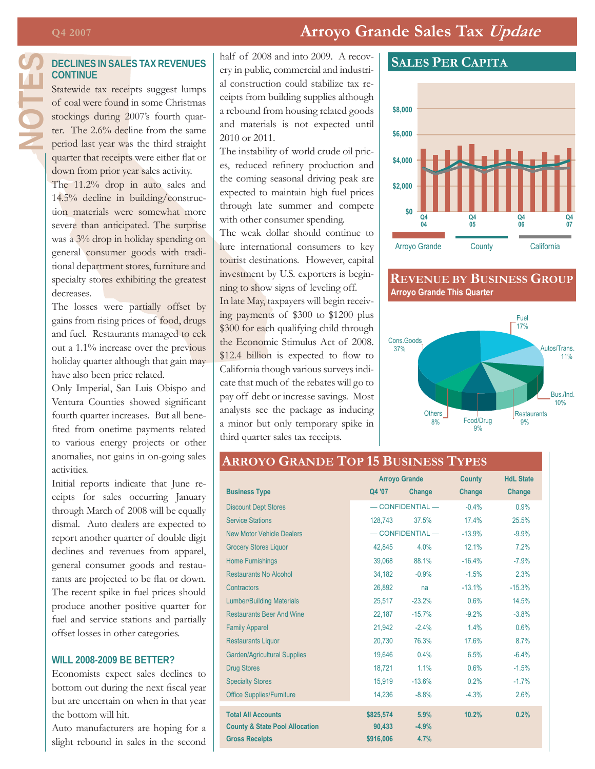# Arroyo Grande Sales Tax *Update*

Q4 2007

## NOTES

### DECLINES IN SALES TAX REVENUES CONTINUE

Statewide tax receipts suggest lumps of coal were found in some Christmas stockings during 2007's fourth quarter. The 2.6% decline from the same period last year was the third straight quarter that receipts were either flat or down from prior year sales activity.

The 11.2% drop in auto sales and 14.5% decline in building/construction materials were somewhat more severe than anticipated. The surprise was a 3% drop in holiday spending on general consumer goods with traditional department stores, furniture and specialty stores exhibiting the greatest decreases.

The losses were partially offset by gains from rising prices of food, drugs and fuel. Restaurants managed to eek out a 1.1% increase over the previous holiday quarter although that gain may have also been price related.

Only Imperial, San Luis Obispo and Ventura Counties showed significant fourth quarter increases. But all benefited from onetime payments related to various energy projects or other anomalies, not gains in on-going sales activities.

Initial reports indicate that June receipts for sales occurring January through March of 2008 will be equally dismal. Auto dealers are expected to report another quarter of double digit declines and revenues from apparel, general consumer goods and restaurants are projected to be flat or down. The recent spike in fuel prices should produce another positive quarter for fuel and service stations and partially offset losses in other categories.

### WILL 2008-2009 BE BETTER?

Economists expect sales declines to bottom out during the next fiscal year but are uncertain on when in that year the bottom will hit.

Auto manufacturers are hoping for a slight rebound in sales in the second half of 2008 and into 2009. A recovery in public, commercial and industrial construction could stabilize tax receipts from building supplies although a rebound from housing related goods and materials is not expected until 2010 or 2011.

The instability of world crude oil prices, reduced refinery production and the coming seasonal driving peak are expected to maintain high fuel prices through late summer and compete with other consumer spending.

The weak dollar should continue to lure international consumers to key tourist destinations. However, capital investment by U.S. exporters is beginning to show signs of leveling off.

In late May, taxpayers will begin receiving payments of $300 to $1200 plus $300 for each qualifying child through the Economic Stimulus Act of 2008. $12.4 billion is expected to flow to California though various surveys indicate that much of the rebates will go to pay off debt or increase savings. Most analysts see the package as inducing a minor but only temporary spike in third quarter sales tax receipts.

## SALES PER CAPITA

$8,000
$6,000
$4,000
$2,000
$0
Q4 04
Q4 05
Q4 06
Q4 07

Arroyo Grande
County
California

## REVENUE BY BUSINESS GROUP

**Arroyo Grande This Quarter**

Fuel 17%
Autos/Trans. 11%
Bus./Ind. 10%
Restaurants 9%
Food/Drug 9%
Others 8%
Cons.Goods 37%

## ARROYO GRANDE TOP 15 BUSINESS TYPES

| | Arroyo Grande | | County | HdL State |
|---|---|---|---|---|
| **Business Type** | **Q4 '07** | **Change** | **Change** | **Change** |
| Discount Dept Stores | — CONFIDENTIAL — | | -0.4% | 0.9% |
| Service Stations | 128,743 | 37.5% | 17.4% | 25.5% |
| New Motor Vehicle Dealers | — CONFIDENTIAL — | | -13.9% | -9.9% |
| Grocery Stores Liquor | 42,845 | 4.0% | 12.1% | 7.2% |
| Home Furnishings | 39,068 | 88.1% | -16.4% | -7.9% |
| Restaurants No Alcohol | 34,182 | -0.9% | -1.5% | 2.3% |
| Contractors | 26,892 | na | -13.1% | -15.3% |
| Lumber/Building Materials | 25,517 | -23.2% | 0.6% | 14.5% |
| Restaurants Beer And Wine | 22,187 | -15.7% | -9.2% | -3.8% |
| Family Apparel | 21,942 | -2.4% | 1.4% | 0.6% |
| Restaurants Liquor | 20,730 | 76.3% | 17.6% | 8.7% |
| Garden/Agricultural Supplies | 19,646 | 0.4% | 6.5% | -6.4% |
| Drug Stores | 18,721 | 1.1% | 0.6% | -1.5% |
| Specialty Stores | 15,919 | -13.6% | 0.2% | -1.7% |
| Office Supplies/Furniture | 14,236 | -8.8% | -4.3% | 2.6% |
| **Total All Accounts** | **$825,574** | **5.9%** | **10.2%** | **0.2%** |
| **County & State Pool Allocation** | **90,433** | **-4.9%** | | |
| **Gross Receipts** | **$916,006** | **4.7%** | | |